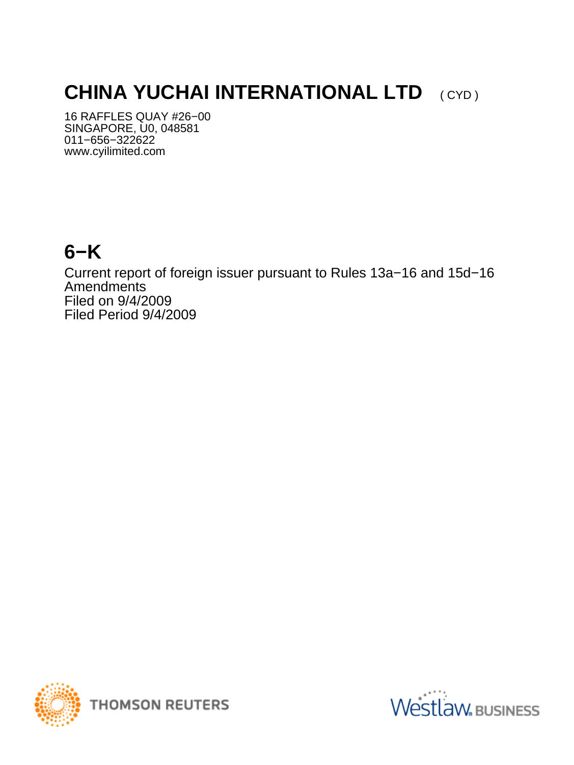# CHINA YUCHAI INTERNATIONAL LTD ( CYD )

16 RAFFLES QUAY #26−00
SINGAPORE, U0, 048581
011−656−322622
www.cyilimited.com

# 6−K

Current report of foreign issuer pursuant to Rules 13a−16 and 15d−16
Amendments
Filed on 9/4/2009
Filed Period 9/4/2009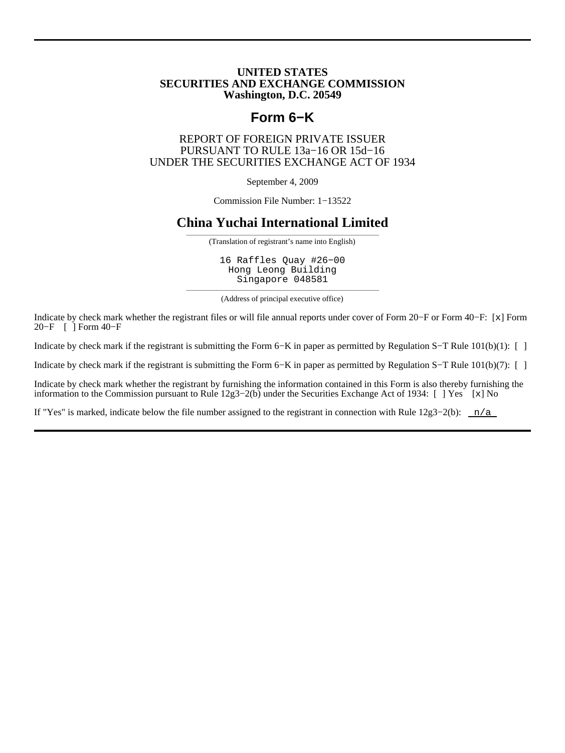**UNITED STATES**
**SECURITIES AND EXCHANGE COMMISSION**
**Washington, D.C. 20549**

# Form 6−K

REPORT OF FOREIGN PRIVATE ISSUER
PURSUANT TO RULE 13a−16 OR 15d−16
UNDER THE SECURITIES EXCHANGE ACT OF 1934

September 4, 2009

Commission File Number: 1−13522

# China Yuchai International Limited

(Translation of registrant's name into English)

16 Raffles Quay #26−00
Hong Leong Building
Singapore 048581

(Address of principal executive office)

Indicate by check mark whether the registrant files or will file annual reports under cover of Form 20−F or Form 40−F: [x] Form 20−F [ ] Form 40−F

Indicate by check mark if the registrant is submitting the Form 6−K in paper as permitted by Regulation S−T Rule 101(b)(1): [ ]

Indicate by check mark if the registrant is submitting the Form 6−K in paper as permitted by Regulation S−T Rule 101(b)(7): [ ]

Indicate by check mark whether the registrant by furnishing the information contained in this Form is also thereby furnishing the information to the Commission pursuant to Rule 12g3−2(b) under the Securities Exchange Act of 1934: [ ] Yes [x] No

If "Yes" is marked, indicate below the file number assigned to the registrant in connection with Rule 12g3−2(b): n/a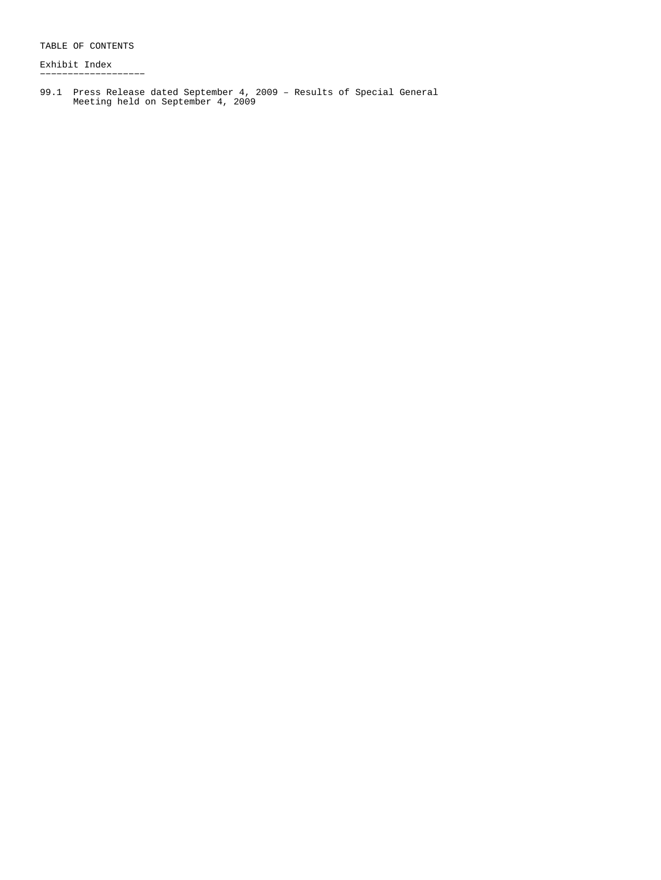TABLE OF CONTENTS

Exhibit Index

99.1 Press Release dated September 4, 2009 – Results of Special General Meeting held on September 4, 2009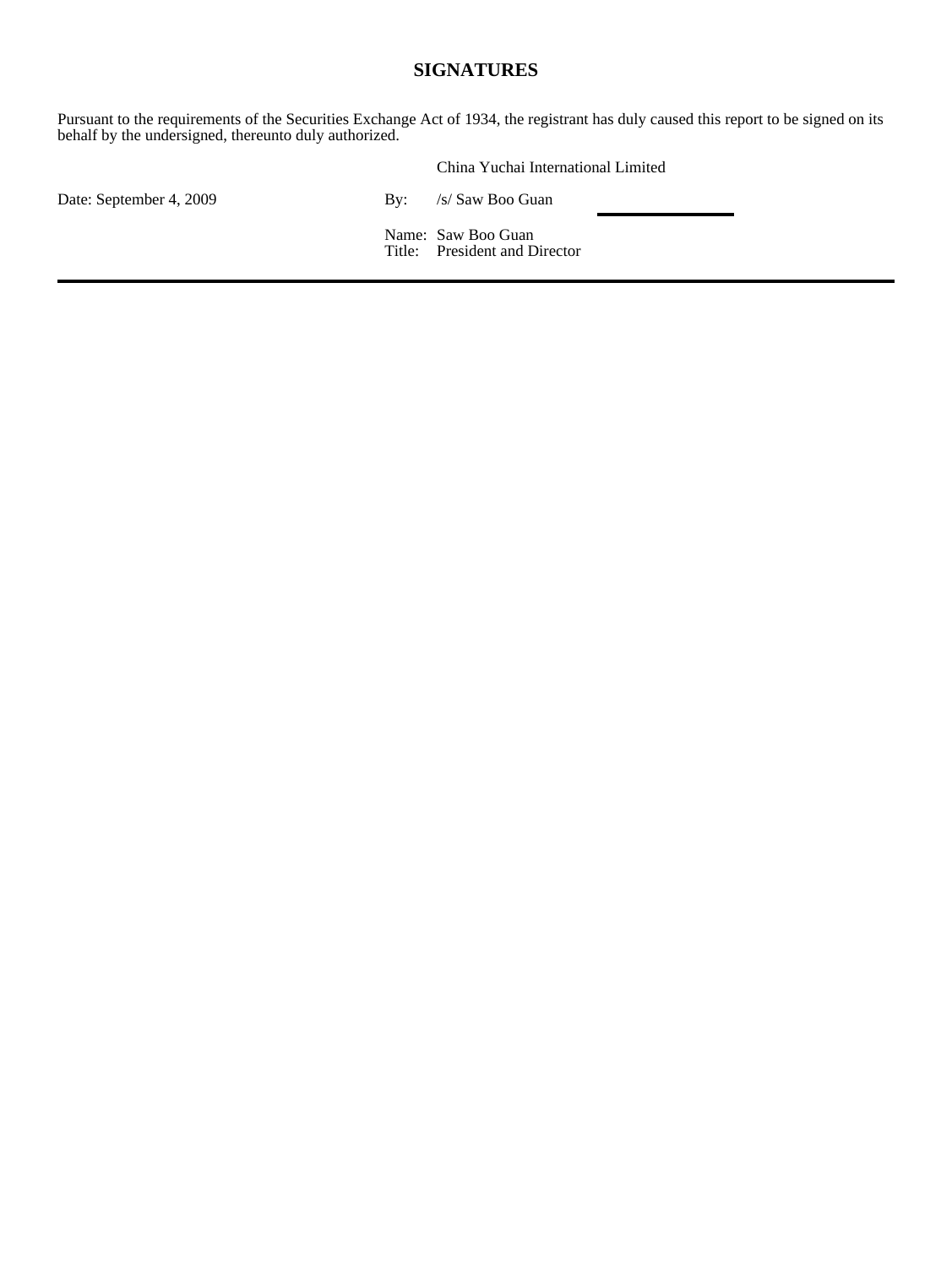## SIGNATURES

Pursuant to the requirements of the Securities Exchange Act of 1934, the registrant has duly caused this report to be signed on its behalf by the undersigned, thereunto duly authorized.

| | | China Yuchai International Limited |
|---|---|---|
| Date: September 4, 2009 | By: | /s/ Saw Boo Guan |
| | Name: | Saw Boo Guan |
| | Title: | President and Director |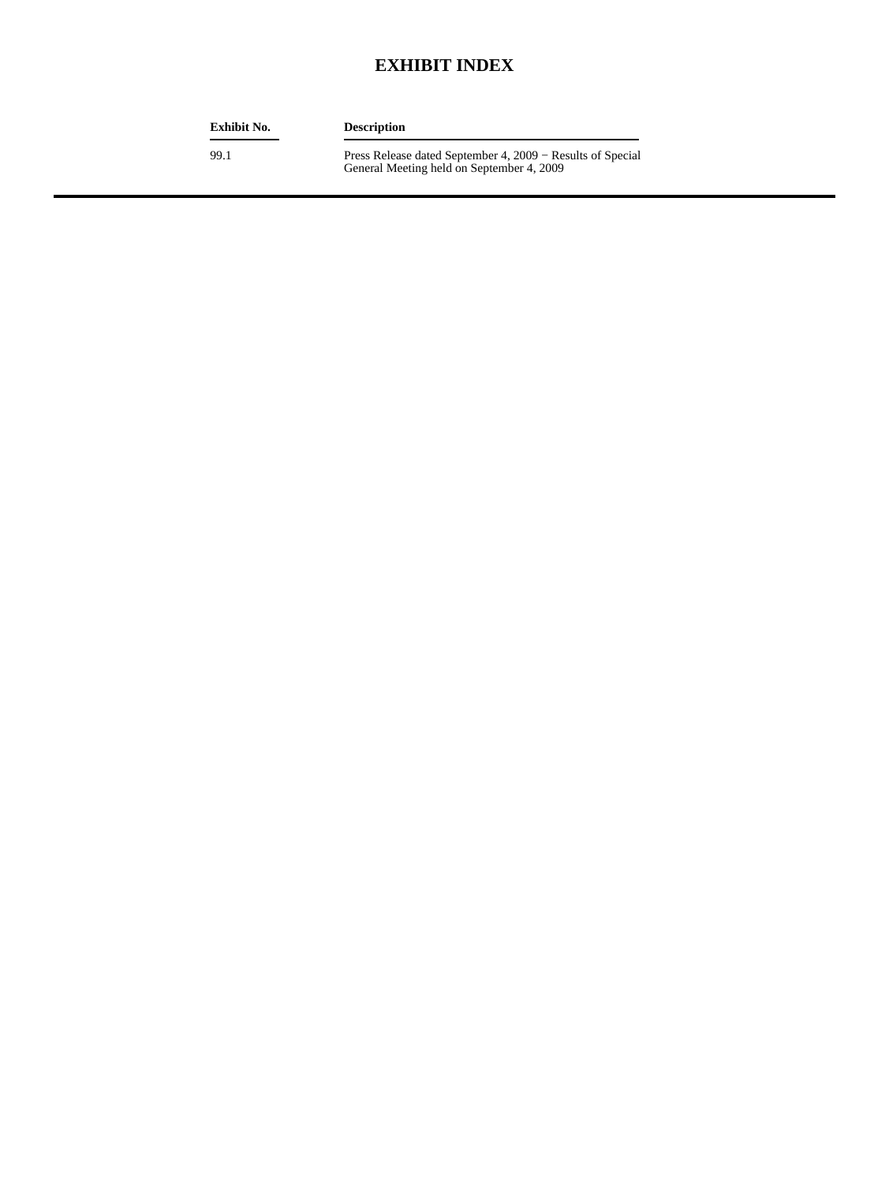# EXHIBIT INDEX

| Exhibit No. | Description |
|---|---|
| 99.1 | Press Release dated September 4, 2009 − Results of Special General Meeting held on September 4, 2009 |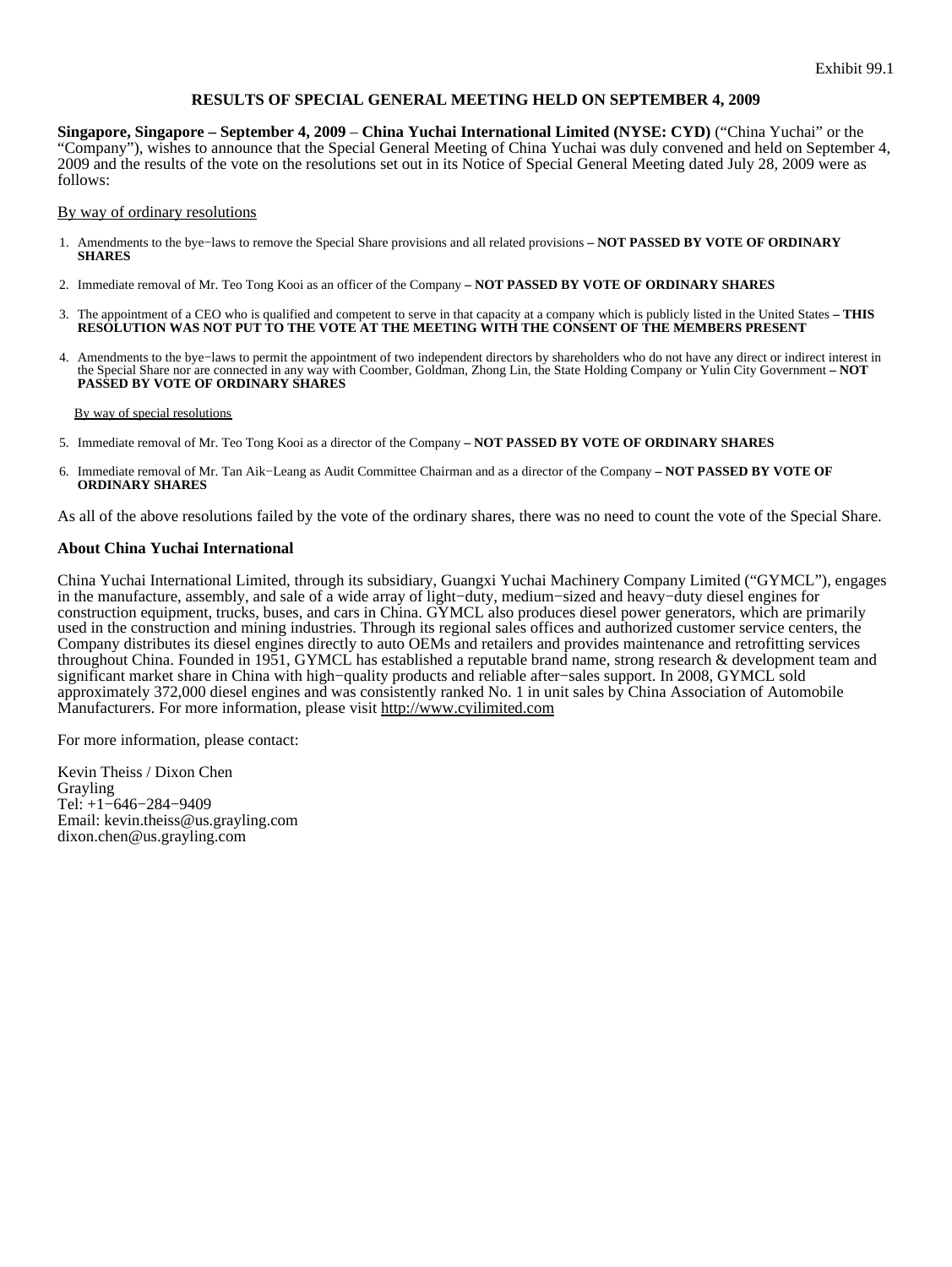Exhibit 99.1

# RESULTS OF SPECIAL GENERAL MEETING HELD ON SEPTEMBER 4, 2009

**Singapore, Singapore – September 4, 2009** – **China Yuchai International Limited (NYSE: CYD)** ("China Yuchai" or the "Company"), wishes to announce that the Special General Meeting of China Yuchai was duly convened and held on September 4, 2009 and the results of the vote on the resolutions set out in its Notice of Special General Meeting dated July 28, 2009 were as follows:

By way of ordinary resolutions

1. Amendments to the bye−laws to remove the Special Share provisions and all related provisions **– NOT PASSED BY VOTE OF ORDINARY SHARES**

2. Immediate removal of Mr. Teo Tong Kooi as an officer of the Company **– NOT PASSED BY VOTE OF ORDINARY SHARES**

3. The appointment of a CEO who is qualified and competent to serve in that capacity at a company which is publicly listed in the United States **– THIS RESOLUTION WAS NOT PUT TO THE VOTE AT THE MEETING WITH THE CONSENT OF THE MEMBERS PRESENT**

4. Amendments to the bye−laws to permit the appointment of two independent directors by shareholders who do not have any direct or indirect interest in the Special Share nor are connected in any way with Coomber, Goldman, Zhong Lin, the State Holding Company or Yulin City Government **– NOT PASSED BY VOTE OF ORDINARY SHARES**

By way of special resolutions

5. Immediate removal of Mr. Teo Tong Kooi as a director of the Company **– NOT PASSED BY VOTE OF ORDINARY SHARES**

6. Immediate removal of Mr. Tan Aik−Leang as Audit Committee Chairman and as a director of the Company **– NOT PASSED BY VOTE OF ORDINARY SHARES**

As all of the above resolutions failed by the vote of the ordinary shares, there was no need to count the vote of the Special Share.

**About China Yuchai International**

China Yuchai International Limited, through its subsidiary, Guangxi Yuchai Machinery Company Limited ("GYMCL"), engages in the manufacture, assembly, and sale of a wide array of light−duty, medium−sized and heavy−duty diesel engines for construction equipment, trucks, buses, and cars in China. GYMCL also produces diesel power generators, which are primarily used in the construction and mining industries. Through its regional sales offices and authorized customer service centers, the Company distributes its diesel engines directly to auto OEMs and retailers and provides maintenance and retrofitting services throughout China. Founded in 1951, GYMCL has established a reputable brand name, strong research & development team and significant market share in China with high−quality products and reliable after−sales support. In 2008, GYMCL sold approximately 372,000 diesel engines and was consistently ranked No. 1 in unit sales by China Association of Automobile Manufacturers. For more information, please visit http://www.cyilimited.com

For more information, please contact:

Kevin Theiss / Dixon Chen
Grayling
Tel: +1−646−284−9409
Email: kevin.theiss@us.grayling.com
dixon.chen@us.grayling.com